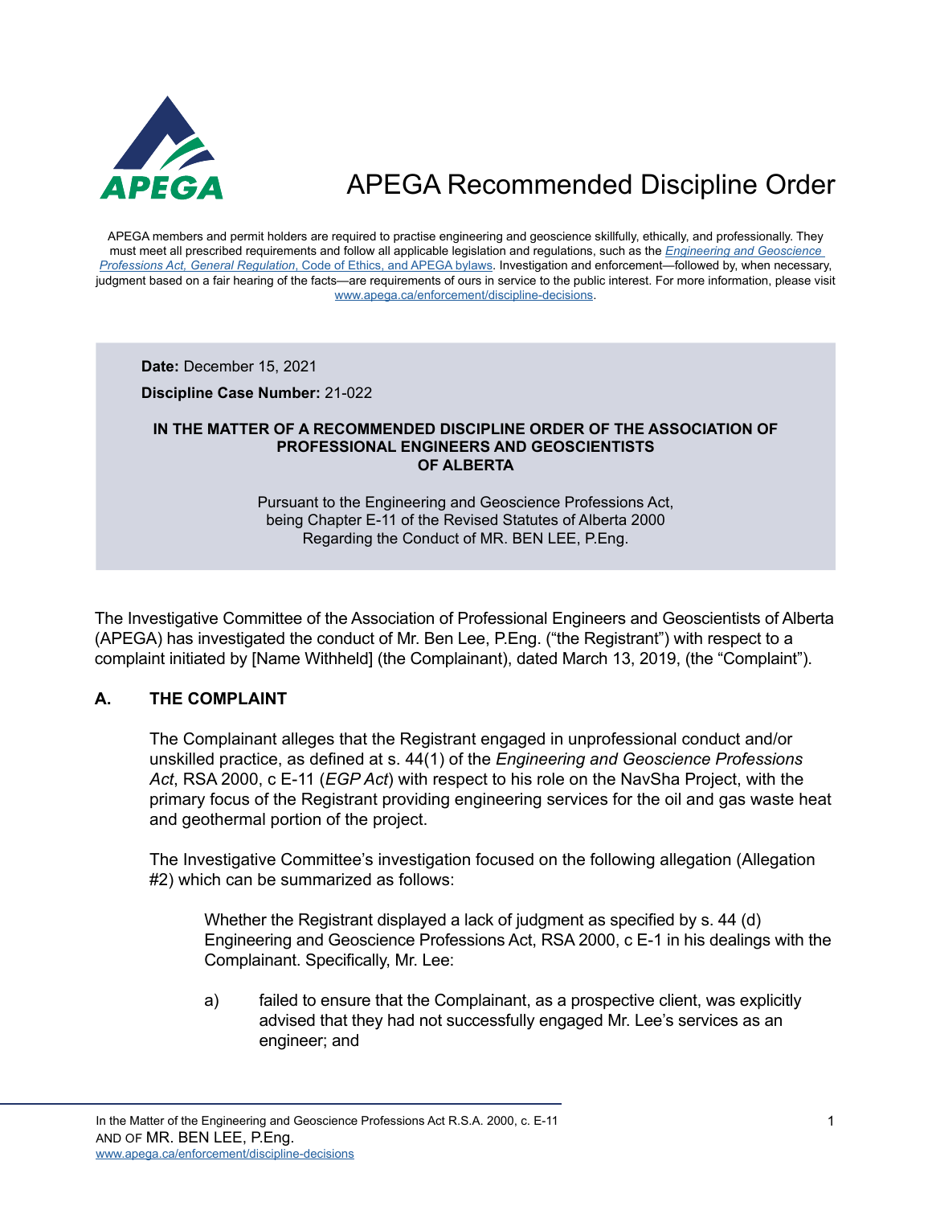# APEGA Recommended Discipline Order

APEGA members and permit holders are required to practise engineering and geoscience skillfully, ethically, and professionally. They must meet all prescribed requirements and follow all applicable legislation and regulations, such as the *Engineering and Geoscience Professions Act, General Regulation*, Code of Ethics, and APEGA bylaws. Investigation and enforcement—followed by, when necessary, judgment based on a fair hearing of the facts—are requirements of ours in service to the public interest. For more information, please visit www.apega.ca/enforcement/discipline-decisions.

**Date:** December 15, 2021

**Discipline Case Number:** 21-022

**IN THE MATTER OF A RECOMMENDED DISCIPLINE ORDER OF THE ASSOCIATION OF PROFESSIONAL ENGINEERS AND GEOSCIENTISTS OF ALBERTA**

Pursuant to the Engineering and Geoscience Professions Act, being Chapter E-11 of the Revised Statutes of Alberta 2000 Regarding the Conduct of MR. BEN LEE, P.Eng.

The Investigative Committee of the Association of Professional Engineers and Geoscientists of Alberta (APEGA) has investigated the conduct of Mr. Ben Lee, P.Eng. ("the Registrant") with respect to a complaint initiated by [Name Withheld] (the Complainant), dated March 13, 2019, (the "Complaint").

## A. THE COMPLAINT

The Complainant alleges that the Registrant engaged in unprofessional conduct and/or unskilled practice, as defined at s. 44(1) of the *Engineering and Geoscience Professions Act*, RSA 2000, c E-11 (*EGP Act*) with respect to his role on the NavSha Project, with the primary focus of the Registrant providing engineering services for the oil and gas waste heat and geothermal portion of the project.

The Investigative Committee's investigation focused on the following allegation (Allegation #2) which can be summarized as follows:

> Whether the Registrant displayed a lack of judgment as specified by s. 44 (d) Engineering and Geoscience Professions Act, RSA 2000, c E-1 in his dealings with the Complainant. Specifically, Mr. Lee:
>
> a) failed to ensure that the Complainant, as a prospective client, was explicitly advised that they had not successfully engaged Mr. Lee's services as an engineer; and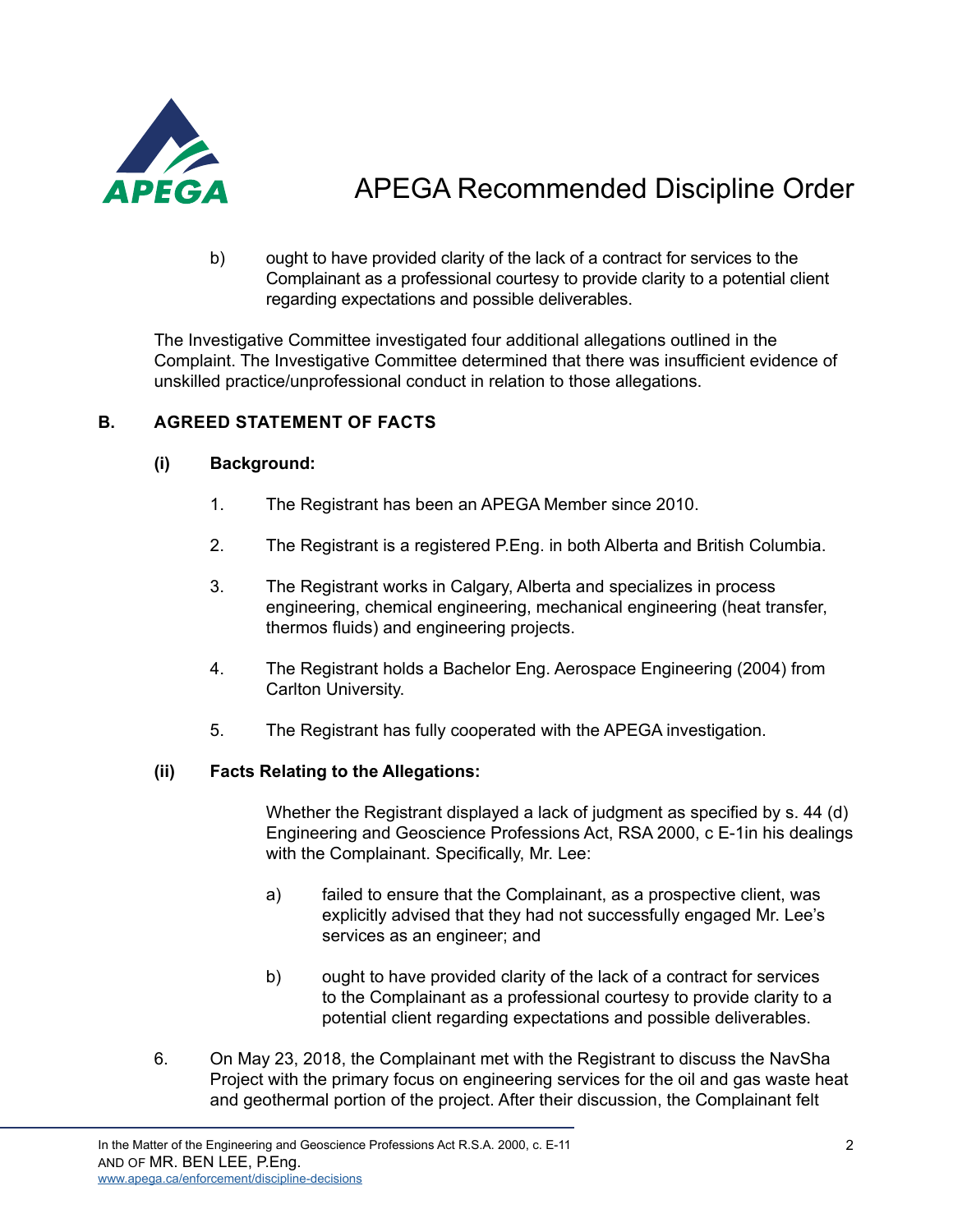b) ought to have provided clarity of the lack of a contract for services to the Complainant as a professional courtesy to provide clarity to a potential client regarding expectations and possible deliverables.

The Investigative Committee investigated four additional allegations outlined in the Complaint. The Investigative Committee determined that there was insufficient evidence of unskilled practice/unprofessional conduct in relation to those allegations.

## B. AGREED STATEMENT OF FACTS

### (i) Background:

1. The Registrant has been an APEGA Member since 2010.

2. The Registrant is a registered P.Eng. in both Alberta and British Columbia.

3. The Registrant works in Calgary, Alberta and specializes in process engineering, chemical engineering, mechanical engineering (heat transfer, thermos fluids) and engineering projects.

4. The Registrant holds a Bachelor Eng. Aerospace Engineering (2004) from Carlton University.

5. The Registrant has fully cooperated with the APEGA investigation.

### (ii) Facts Relating to the Allegations:

Whether the Registrant displayed a lack of judgment as specified by s. 44 (d) Engineering and Geoscience Professions Act, RSA 2000, c E-1in his dealings with the Complainant. Specifically, Mr. Lee:

a) failed to ensure that the Complainant, as a prospective client, was explicitly advised that they had not successfully engaged Mr. Lee's services as an engineer; and

b) ought to have provided clarity of the lack of a contract for services to the Complainant as a professional courtesy to provide clarity to a potential client regarding expectations and possible deliverables.

6. On May 23, 2018, the Complainant met with the Registrant to discuss the NavSha Project with the primary focus on engineering services for the oil and gas waste heat and geothermal portion of the project. After their discussion, the Complainant felt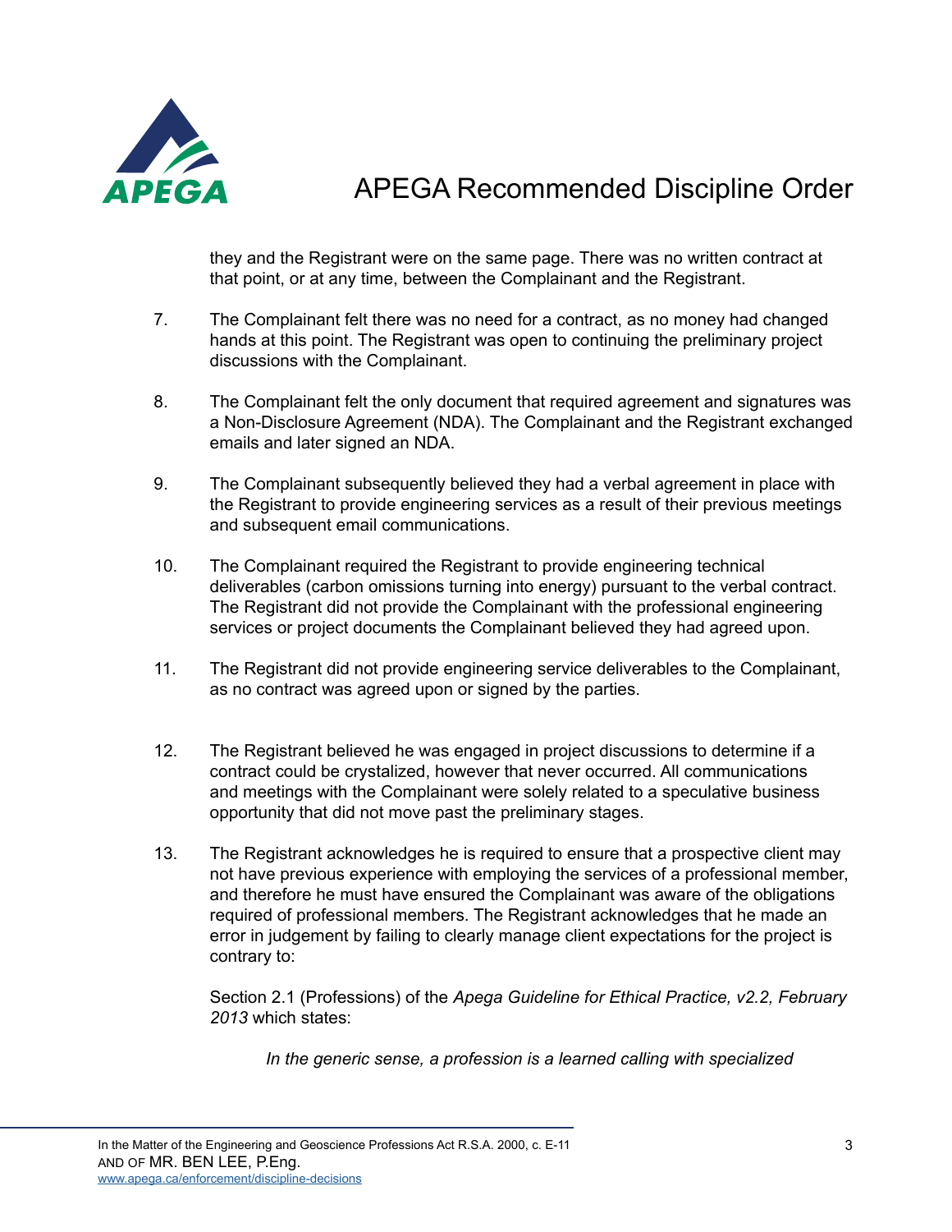they and the Registrant were on the same page. There was no written contract at that point, or at any time, between the Complainant and the Registrant.

7. The Complainant felt there was no need for a contract, as no money had changed hands at this point. The Registrant was open to continuing the preliminary project discussions with the Complainant.

8. The Complainant felt the only document that required agreement and signatures was a Non-Disclosure Agreement (NDA). The Complainant and the Registrant exchanged emails and later signed an NDA.

9. The Complainant subsequently believed they had a verbal agreement in place with the Registrant to provide engineering services as a result of their previous meetings and subsequent email communications.

10. The Complainant required the Registrant to provide engineering technical deliverables (carbon omissions turning into energy) pursuant to the verbal contract. The Registrant did not provide the Complainant with the professional engineering services or project documents the Complainant believed they had agreed upon.

11. The Registrant did not provide engineering service deliverables to the Complainant, as no contract was agreed upon or signed by the parties.

12. The Registrant believed he was engaged in project discussions to determine if a contract could be crystalized, however that never occurred. All communications and meetings with the Complainant were solely related to a speculative business opportunity that did not move past the preliminary stages.

13. The Registrant acknowledges he is required to ensure that a prospective client may not have previous experience with employing the services of a professional member, and therefore he must have ensured the Complainant was aware of the obligations required of professional members. The Registrant acknowledges that he made an error in judgement by failing to clearly manage client expectations for the project is contrary to:

    Section 2.1 (Professions) of the *Apega Guideline for Ethical Practice, v2.2, February 2013* which states:

    > *In the generic sense, a profession is a learned calling with specialized*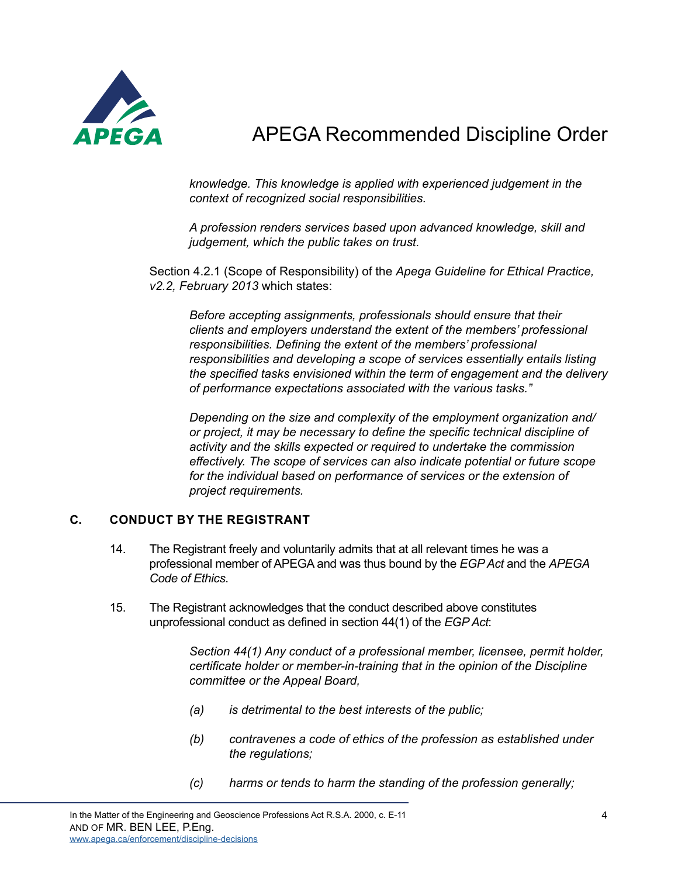*knowledge. This knowledge is applied with experienced judgement in the context of recognized social responsibilities.*

*A profession renders services based upon advanced knowledge, skill and judgement, which the public takes on trust.*

Section 4.2.1 (Scope of Responsibility) of the *Apega Guideline for Ethical Practice, v2.2, February 2013* which states:

> *Before accepting assignments, professionals should ensure that their clients and employers understand the extent of the members' professional responsibilities. Defining the extent of the members' professional responsibilities and developing a scope of services essentially entails listing the specified tasks envisioned within the term of engagement and the delivery of performance expectations associated with the various tasks."*
>
> *Depending on the size and complexity of the employment organization and/or project, it may be necessary to define the specific technical discipline of activity and the skills expected or required to undertake the commission effectively. The scope of services can also indicate potential or future scope for the individual based on performance of services or the extension of project requirements.*

## C. CONDUCT BY THE REGISTRANT

14. The Registrant freely and voluntarily admits that at all relevant times he was a professional member of APEGA and was thus bound by the *EGP Act* and the *APEGA Code of Ethics*.

15. The Registrant acknowledges that the conduct described above constitutes unprofessional conduct as defined in section 44(1) of the *EGP Act*:

> *Section 44(1) Any conduct of a professional member, licensee, permit holder, certificate holder or member-in-training that in the opinion of the Discipline committee or the Appeal Board,*
>
> *(a) is detrimental to the best interests of the public;*
>
> *(b) contravenes a code of ethics of the profession as established under the regulations;*
>
> *(c) harms or tends to harm the standing of the profession generally;*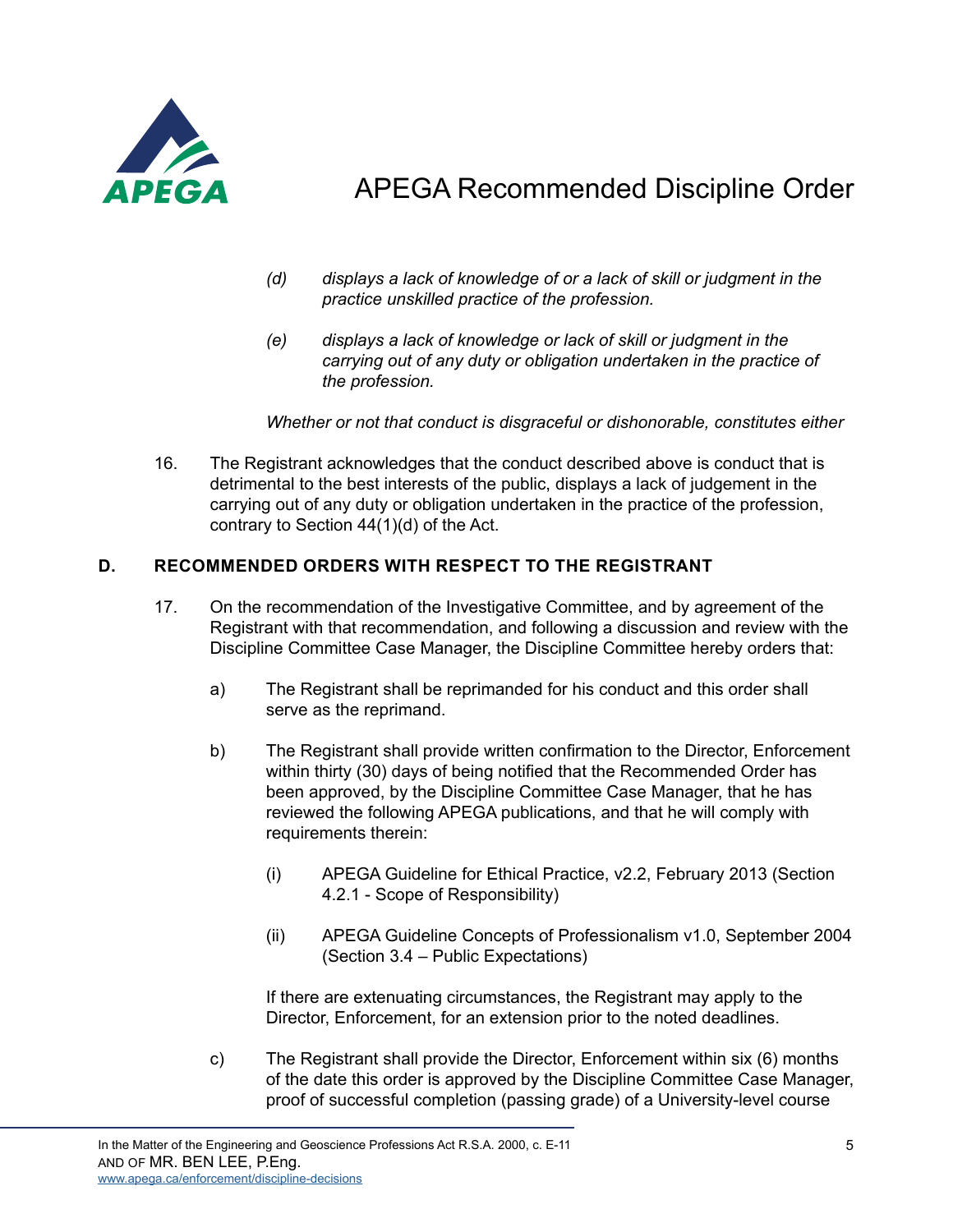*(d) displays a lack of knowledge of or a lack of skill or judgment in the practice unskilled practice of the profession.*

*(e) displays a lack of knowledge or lack of skill or judgment in the carrying out of any duty or obligation undertaken in the practice of the profession.*

*Whether or not that conduct is disgraceful or dishonorable, constitutes either*

16. The Registrant acknowledges that the conduct described above is conduct that is detrimental to the best interests of the public, displays a lack of judgement in the carrying out of any duty or obligation undertaken in the practice of the profession, contrary to Section 44(1)(d) of the Act.

## D. RECOMMENDED ORDERS WITH RESPECT TO THE REGISTRANT

17. On the recommendation of the Investigative Committee, and by agreement of the Registrant with that recommendation, and following a discussion and review with the Discipline Committee Case Manager, the Discipline Committee hereby orders that:

   a) The Registrant shall be reprimanded for his conduct and this order shall serve as the reprimand.

   b) The Registrant shall provide written confirmation to the Director, Enforcement within thirty (30) days of being notified that the Recommended Order has been approved, by the Discipline Committee Case Manager, that he has reviewed the following APEGA publications, and that he will comply with requirements therein:

      (i) APEGA Guideline for Ethical Practice, v2.2, February 2013 (Section 4.2.1 - Scope of Responsibility)

      (ii) APEGA Guideline Concepts of Professionalism v1.0, September 2004 (Section 3.4 – Public Expectations)

      If there are extenuating circumstances, the Registrant may apply to the Director, Enforcement, for an extension prior to the noted deadlines.

   c) The Registrant shall provide the Director, Enforcement within six (6) months of the date this order is approved by the Discipline Committee Case Manager, proof of successful completion (passing grade) of a University-level course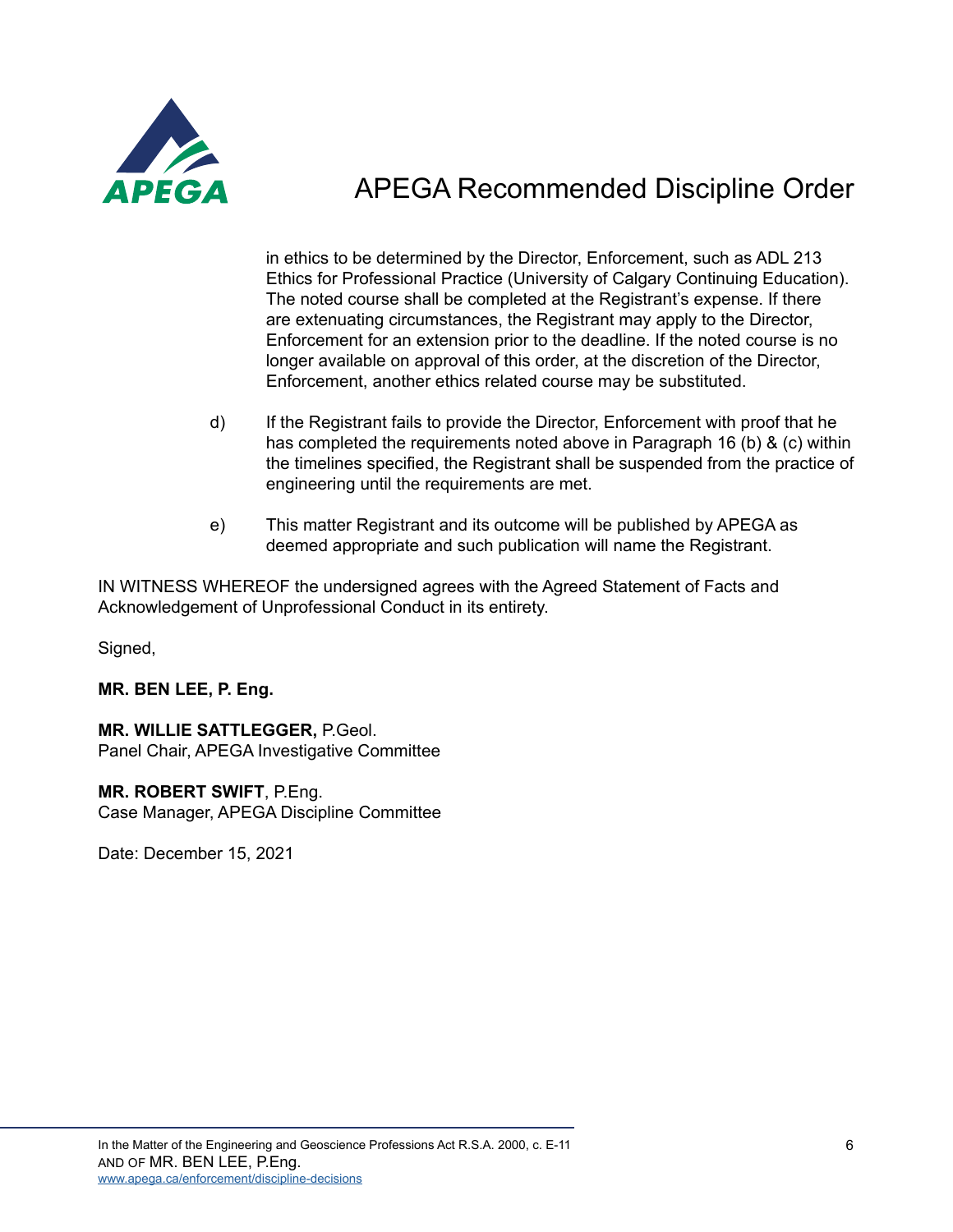in ethics to be determined by the Director, Enforcement, such as ADL 213 Ethics for Professional Practice (University of Calgary Continuing Education). The noted course shall be completed at the Registrant's expense. If there are extenuating circumstances, the Registrant may apply to the Director, Enforcement for an extension prior to the deadline. If the noted course is no longer available on approval of this order, at the discretion of the Director, Enforcement, another ethics related course may be substituted.

d) If the Registrant fails to provide the Director, Enforcement with proof that he has completed the requirements noted above in Paragraph 16 (b) & (c) within the timelines specified, the Registrant shall be suspended from the practice of engineering until the requirements are met.

e) This matter Registrant and its outcome will be published by APEGA as deemed appropriate and such publication will name the Registrant.

IN WITNESS WHEREOF the undersigned agrees with the Agreed Statement of Facts and Acknowledgement of Unprofessional Conduct in its entirety.

Signed,

**MR. BEN LEE, P. Eng.**

**MR. WILLIE SATTLEGGER,** P.Geol.
Panel Chair, APEGA Investigative Committee

**MR. ROBERT SWIFT**, P.Eng.
Case Manager, APEGA Discipline Committee

Date: December 15, 2021